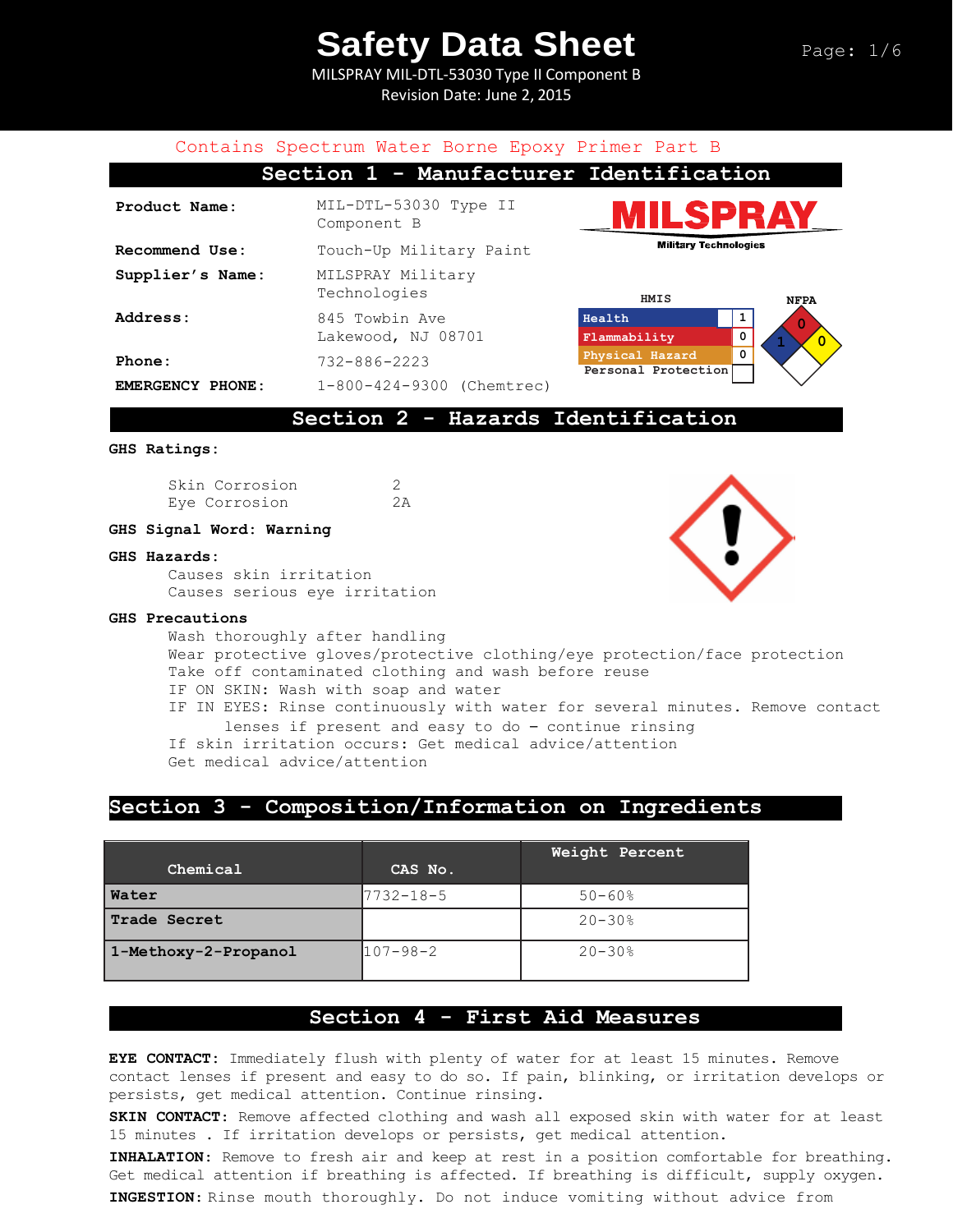# Safety Data Sheet

MILSPRAY MIL-DTL-53030 Type II Component B
Revision Date: June 2, 2015

Contains Spectrum Water Borne Epoxy Primer Part B

## Section 1 - Manufacturer Identification

**Product Name:** MIL-DTL-53030 Type II Component B

**Recommend Use:** Touch-Up Military Paint

**Supplier's Name:** MILSPRAY Military Technologies

**Address:** 845 Towbin Ave
Lakewood, NJ 08701

**Phone:** 732-886-2223

**EMERGENCY PHONE:** 1-800-424-9300 (Chemtrec)

MILSPRAY Military Technologies

HMIS

| | |
|---|---|
| Health | 1 |
| Flammability | 0 |
| Physical Hazard | 0 |
| Personal Protection | |

NFPA: 0 (Flammability), 1 (Health), 0 (Instability)

## Section 2 - Hazards Identification

**GHS Ratings:**

Skin Corrosion 2
Eye Corrosion 2A

**GHS Signal Word: Warning**

**GHS Hazards:**
Causes skin irritation
Causes serious eye irritation

**GHS Precautions**
Wash thoroughly after handling
Wear protective gloves/protective clothing/eye protection/face protection
Take off contaminated clothing and wash before reuse
IF ON SKIN: Wash with soap and water
IF IN EYES: Rinse continuously with water for several minutes. Remove contact lenses if present and easy to do – continue rinsing
If skin irritation occurs: Get medical advice/attention
Get medical advice/attention

## Section 3 - Composition/Information on Ingredients

| Chemical | CAS No. | Weight Percent |
|---|---|---|
| **Water** | 7732-18-5 | 50-60% |
| **Trade Secret** | | 20-30% |
| **1-Methoxy-2-Propanol** | 107-98-2 | 20-30% |

## Section 4 - First Aid Measures

**EYE CONTACT:** Immediately flush with plenty of water for at least 15 minutes. Remove contact lenses if present and easy to do so. If pain, blinking, or irritation develops or persists, get medical attention. Continue rinsing.

**SKIN CONTACT:** Remove affected clothing and wash all exposed skin with water for at least 15 minutes . If irritation develops or persists, get medical attention.

**INHALATION:** Remove to fresh air and keep at rest in a position comfortable for breathing. Get medical attention if breathing is affected. If breathing is difficult, supply oxygen.

**INGESTION:** Rinse mouth thoroughly. Do not induce vomiting without advice from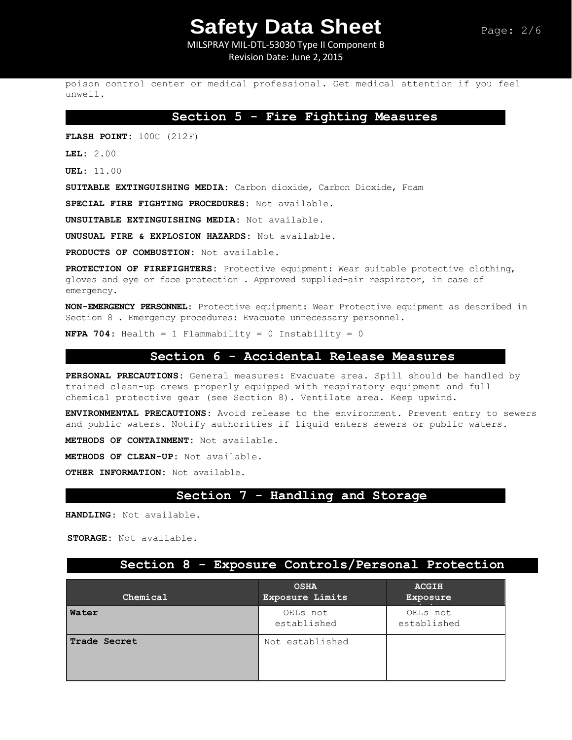poison control center or medical professional. Get medical attention if you feel unwell.

## Section 5 - Fire Fighting Measures

**FLASH POINT:** 100C (212F)

**LEL:** 2.00

**UEL:** 11.00

**SUITABLE EXTINGUISHING MEDIA:** Carbon dioxide, Carbon Dioxide, Foam

**SPECIAL FIRE FIGHTING PROCEDURES:** Not available.

**UNSUITABLE EXTINGUISHING MEDIA:** Not available.

**UNUSUAL FIRE & EXPLOSION HAZARDS:** Not available.

**PRODUCTS OF COMBUSTION:** Not available.

**PROTECTION OF FIREFIGHTERS:** Protective equipment: Wear suitable protective clothing, gloves and eye or face protection . Approved supplied-air respirator, in case of emergency.

**NON-EMERGENCY PERSONNEL:** Protective equipment: Wear Protective equipment as described in Section 8 . Emergency procedures: Evacuate unnecessary personnel.

**NFPA 704:** Health = 1 Flammability = 0 Instability = 0

## Section 6 - Accidental Release Measures

**PERSONAL PRECAUTIONS:** General measures: Evacuate area. Spill should be handled by trained clean-up crews properly equipped with respiratory equipment and full chemical protective gear (see Section 8). Ventilate area. Keep upwind.

**ENVIRONMENTAL PRECAUTIONS:** Avoid release to the environment. Prevent entry to sewers and public waters. Notify authorities if liquid enters sewers or public waters.

**METHODS OF CONTAINMENT:** Not available.

**METHODS OF CLEAN-UP:** Not available.

**OTHER INFORMATION:** Not available.

## Section 7 - Handling and Storage

**HANDLING:** Not available.

**STORAGE:** Not available.

## Section 8 - Exposure Controls/Personal Protection

| Chemical | OSHA Exposure Limits | ACGIH Exposure Limits |
|---|---|---|
| **Water** | OELs not established | OELs not established |
| **Trade Secret** | Not established | |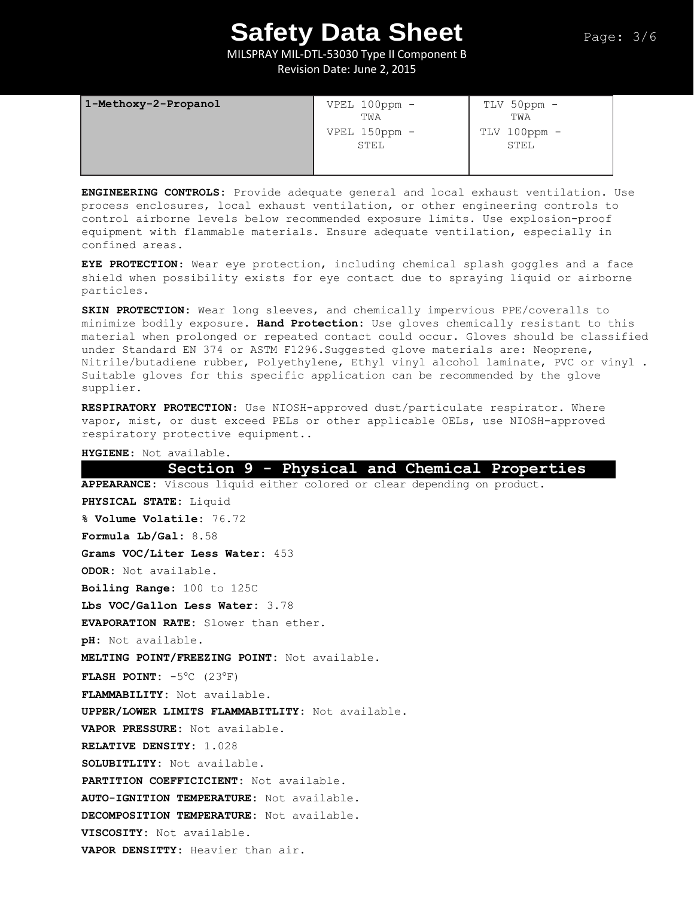| 1-Methoxy-2-Propanol | VPEL 100ppm - TWA<br>VPEL 150ppm - STEL | TLV 50ppm - TWA<br>TLV 100ppm - STEL |
|---|---|---|

**ENGINEERING CONTROLS:** Provide adequate general and local exhaust ventilation. Use process enclosures, local exhaust ventilation, or other engineering controls to control airborne levels below recommended exposure limits. Use explosion-proof equipment with flammable materials. Ensure adequate ventilation, especially in confined areas.

**EYE PROTECTION:** Wear eye protection, including chemical splash goggles and a face shield when possibility exists for eye contact due to spraying liquid or airborne particles.

**SKIN PROTECTION:** Wear long sleeves, and chemically impervious PPE/coveralls to minimize bodily exposure. **Hand Protection:** Use gloves chemically resistant to this material when prolonged or repeated contact could occur. Gloves should be classified under Standard EN 374 or ASTM F1296.Suggested glove materials are: Neoprene, Nitrile/butadiene rubber, Polyethylene, Ethyl vinyl alcohol laminate, PVC or vinyl . Suitable gloves for this specific application can be recommended by the glove supplier.

**RESPIRATORY PROTECTION:** Use NIOSH-approved dust/particulate respirator. Where vapor, mist, or dust exceed PELs or other applicable OELs, use NIOSH-approved respiratory protective equipment..

**HYGIENE:** Not available.

## Section 9 - Physical and Chemical Properties

**APPEARANCE:** Viscous liquid either colored or clear depending on product.

**PHYSICAL STATE:** Liquid

**% Volume Volatile:** 76.72

**Formula Lb/Gal:** 8.58

**Grams VOC/Liter Less Water:** 453

**ODOR:** Not available.

**Boiling Range:** 100 to 125C

**Lbs VOC/Gallon Less Water:** 3.78

**EVAPORATION RATE:** Slower than ether.

**pH:** Not available.

**MELTING POINT/FREEZING POINT:** Not available.

**FLASH POINT:** -5°C (23°F)

**FLAMMABILITY:** Not available.

**UPPER/LOWER LIMITS FLAMMABITLITY:** Not available.

**VAPOR PRESSURE:** Not available.

**RELATIVE DENSITY:** 1.028

**SOLUBITLITY:** Not available.

**PARTITION COEFFICICIENT:** Not available.

**AUTO-IGNITION TEMPERATURE:** Not available.

**DECOMPOSITION TEMPERATURE:** Not available.

**VISCOSITY:** Not available.

**VAPOR DENSITTY:** Heavier than air.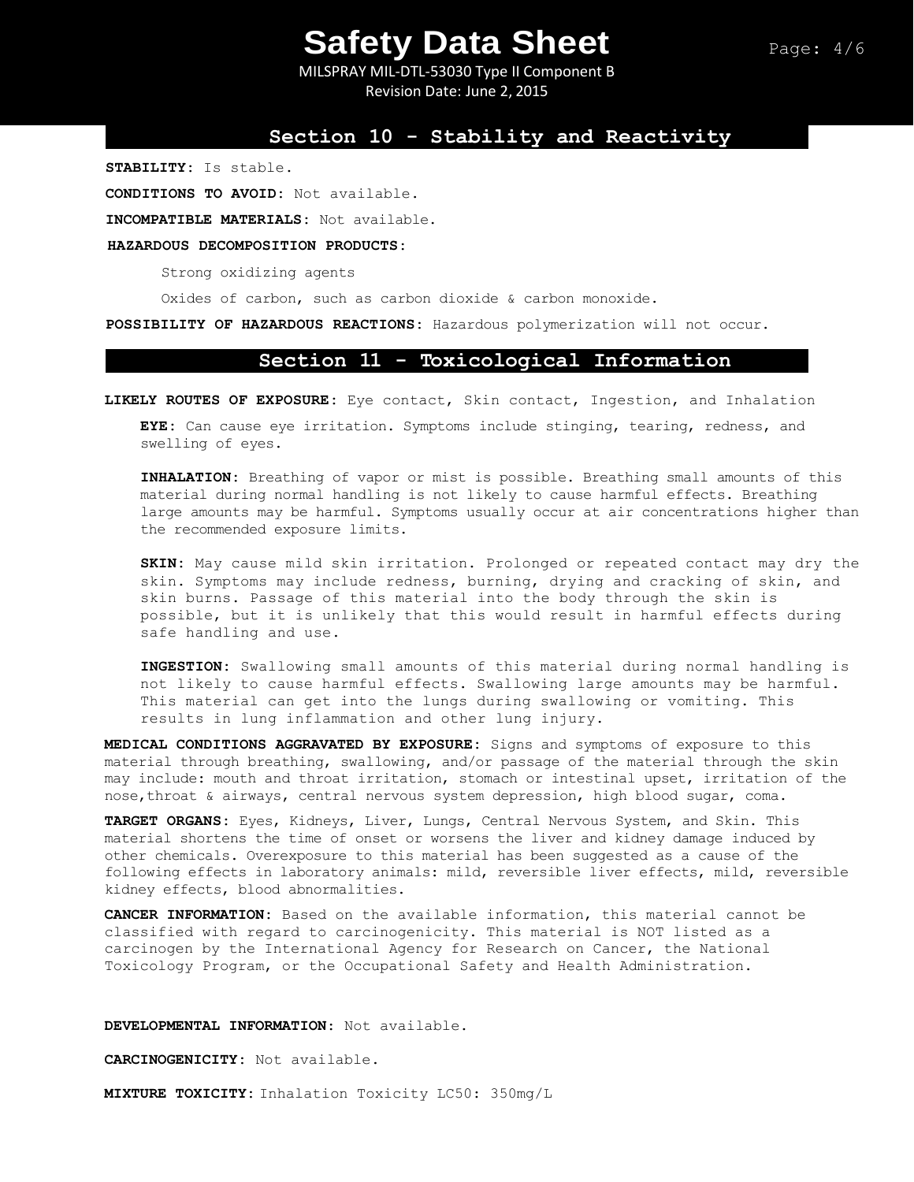## Section 10 - Stability and Reactivity

**STABILITY:** Is stable.

**CONDITIONS TO AVOID:** Not available.

**INCOMPATIBLE MATERIALS:** Not available.

**HAZARDOUS DECOMPOSITION PRODUCTS:**

Strong oxidizing agents

Oxides of carbon, such as carbon dioxide & carbon monoxide.

**POSSIBILITY OF HAZARDOUS REACTIONS:** Hazardous polymerization will not occur.

## Section 11 - Toxicological Information

**LIKELY ROUTES OF EXPOSURE:** Eye contact, Skin contact, Ingestion, and Inhalation

**EYE:** Can cause eye irritation. Symptoms include stinging, tearing, redness, and swelling of eyes.

**INHALATION:** Breathing of vapor or mist is possible. Breathing small amounts of this material during normal handling is not likely to cause harmful effects. Breathing large amounts may be harmful. Symptoms usually occur at air concentrations higher than the recommended exposure limits.

**SKIN:** May cause mild skin irritation. Prolonged or repeated contact may dry the skin. Symptoms may include redness, burning, drying and cracking of skin, and skin burns. Passage of this material into the body through the skin is possible, but it is unlikely that this would result in harmful effects during safe handling and use.

**INGESTION:** Swallowing small amounts of this material during normal handling is not likely to cause harmful effects. Swallowing large amounts may be harmful. This material can get into the lungs during swallowing or vomiting. This results in lung inflammation and other lung injury.

**MEDICAL CONDITIONS AGGRAVATED BY EXPOSURE:** Signs and symptoms of exposure to this material through breathing, swallowing, and/or passage of the material through the skin may include: mouth and throat irritation, stomach or intestinal upset, irritation of the nose,throat & airways, central nervous system depression, high blood sugar, coma.

**TARGET ORGANS:** Eyes, Kidneys, Liver, Lungs, Central Nervous System, and Skin. This material shortens the time of onset or worsens the liver and kidney damage induced by other chemicals. Overexposure to this material has been suggested as a cause of the following effects in laboratory animals: mild, reversible liver effects, mild, reversible kidney effects, blood abnormalities.

**CANCER INFORMATION:** Based on the available information, this material cannot be classified with regard to carcinogenicity. This material is NOT listed as a carcinogen by the International Agency for Research on Cancer, the National Toxicology Program, or the Occupational Safety and Health Administration.

**DEVELOPMENTAL INFORMATION:** Not available.

**CARCINOGENICITY:** Not available.

**MIXTURE TOXICITY:** Inhalation Toxicity LC50: 350mg/L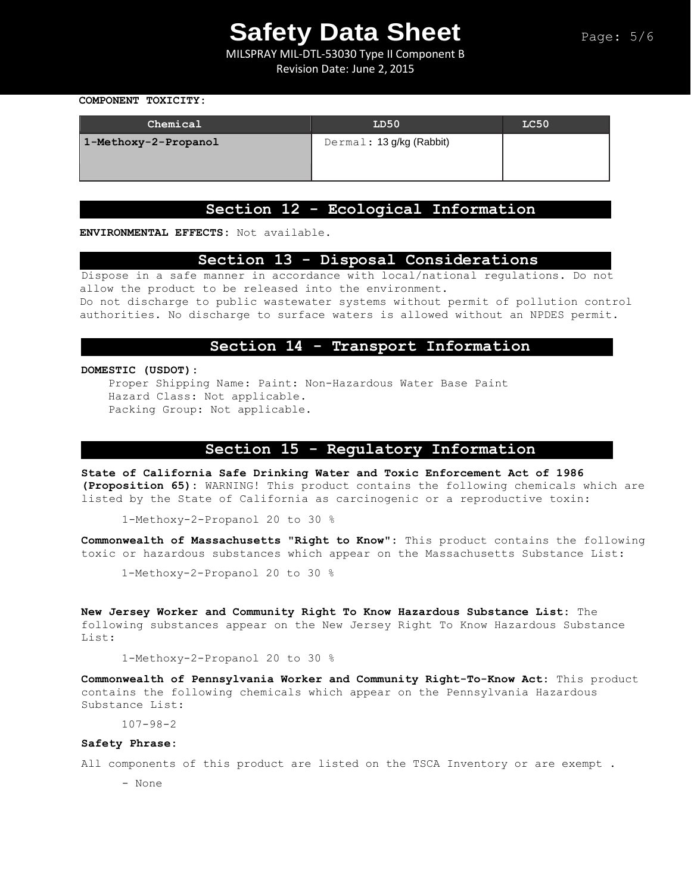**COMPONENT TOXICITY:**

| Chemical | LD50 | LC50 |
| --- | --- | --- |
| **1-Methoxy-2-Propanol** | Dermal: 13 g/kg (Rabbit) | |

## Section 12 - Ecological Information

**ENVIRONMENTAL EFFECTS:** Not available.

## Section 13 - Disposal Considerations

Dispose in a safe manner in accordance with local/national regulations. Do not allow the product to be released into the environment.
Do not discharge to public wastewater systems without permit of pollution control authorities. No discharge to surface waters is allowed without an NPDES permit.

## Section 14 - Transport Information

**DOMESTIC (USDOT):**

Proper Shipping Name: Paint: Non-Hazardous Water Base Paint
Hazard Class: Not applicable.
Packing Group: Not applicable.

## Section 15 - Regulatory Information

**State of California Safe Drinking Water and Toxic Enforcement Act of 1986 (Proposition 65):** WARNING! This product contains the following chemicals which are listed by the State of California as carcinogenic or a reproductive toxin:

1-Methoxy-2-Propanol 20 to 30 %

**Commonwealth of Massachusetts "Right to Know":** This product contains the following toxic or hazardous substances which appear on the Massachusetts Substance List:

1-Methoxy-2-Propanol 20 to 30 %

**New Jersey Worker and Community Right To Know Hazardous Substance List:** The following substances appear on the New Jersey Right To Know Hazardous Substance List:

1-Methoxy-2-Propanol 20 to 30 %

**Commonwealth of Pennsylvania Worker and Community Right-To-Know Act:** This product contains the following chemicals which appear on the Pennsylvania Hazardous Substance List:

107-98-2

**Safety Phrase:**

All components of this product are listed on the TSCA Inventory or are exempt .

- None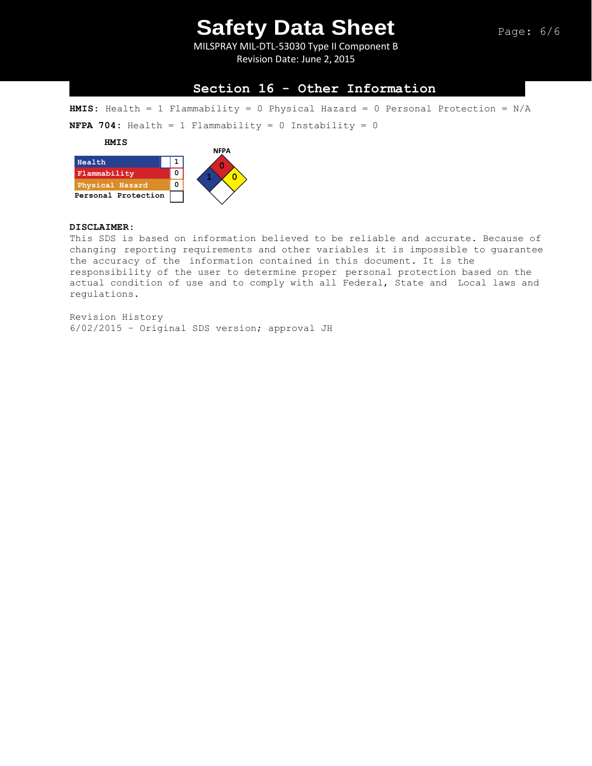## Section 16 - Other Information

**HMIS:** Health = 1 Flammability = 0 Physical Hazard = 0 Personal Protection = N/A

**NFPA 704:** Health = 1 Flammability = 0 Instability = 0

**HMIS**

| | |
|---|---|
| Health | 1 |
| Flammability | 0 |
| Physical Hazard | 0 |
| Personal Protection | |

NFPA

0

1

0

**DISCLAIMER:**
This SDS is based on information believed to be reliable and accurate. Because of changing reporting requirements and other variables it is impossible to guarantee the accuracy of the information contained in this document. It is the responsibility of the user to determine proper personal protection based on the actual condition of use and to comply with all Federal, State and Local laws and regulations.

Revision History
6/02/2015 – Original SDS version; approval JH